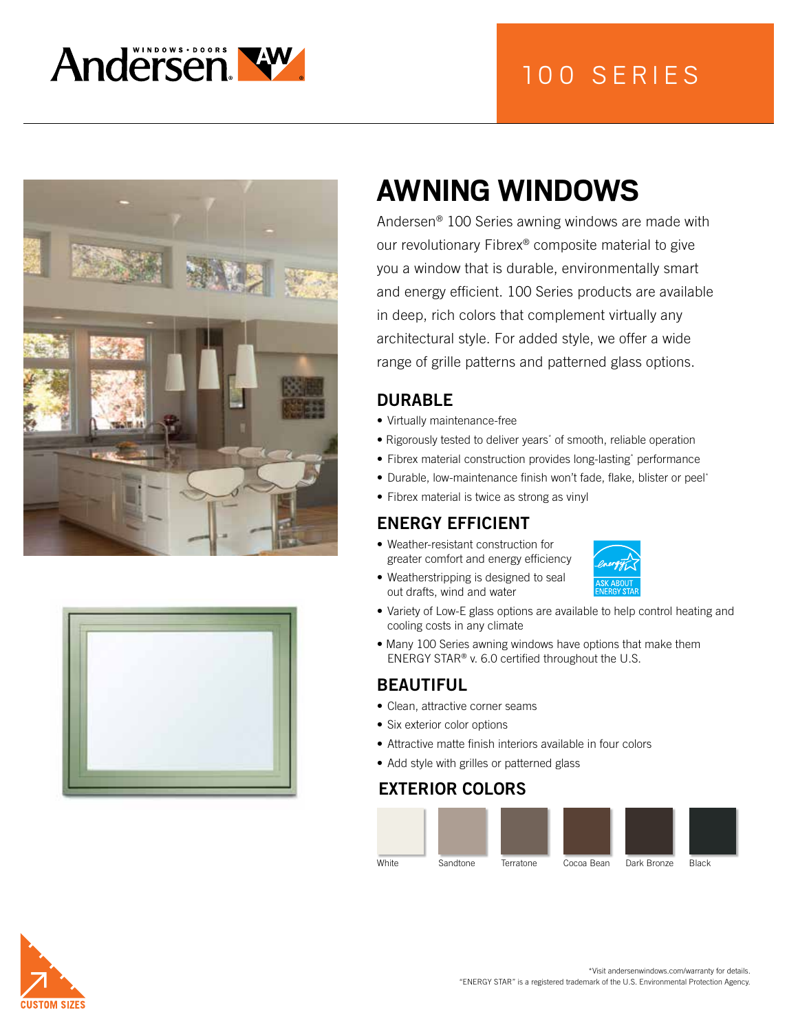Andersen WINDOWS • DOORS

100 SERIES

# AWNING WINDOWS

Andersen® 100 Series awning windows are made with our revolutionary Fibrex® composite material to give you a window that is durable, environmentally smart and energy efficient. 100 Series products are available in deep, rich colors that complement virtually any architectural style. For added style, we offer a wide range of grille patterns and patterned glass options.

## DURABLE

- Virtually maintenance-free
- Rigorously tested to deliver years* of smooth, reliable operation
- Fibrex material construction provides long-lasting* performance
- Durable, low-maintenance finish won't fade, flake, blister or peel*
- Fibrex material is twice as strong as vinyl

## ENERGY EFFICIENT

- Weather-resistant construction for greater comfort and energy efficiency
- Weatherstripping is designed to seal out drafts, wind and water
- Variety of Low-E glass options are available to help control heating and cooling costs in any climate
- Many 100 Series awning windows have options that make them ENERGY STAR® v. 6.0 certified throughout the U.S.

ASK ABOUT ENERGY STAR

## BEAUTIFUL

- Clean, attractive corner seams
- Six exterior color options
- Attractive matte finish interiors available in four colors
- Add style with grilles or patterned glass

## EXTERIOR COLORS

White | Sandtone | Terratone | Cocoa Bean | Dark Bronze | Black

CUSTOM SIZES

*Visit andersenwindows.com/warranty for details.
"ENERGY STAR" is a registered trademark of the U.S. Environmental Protection Agency.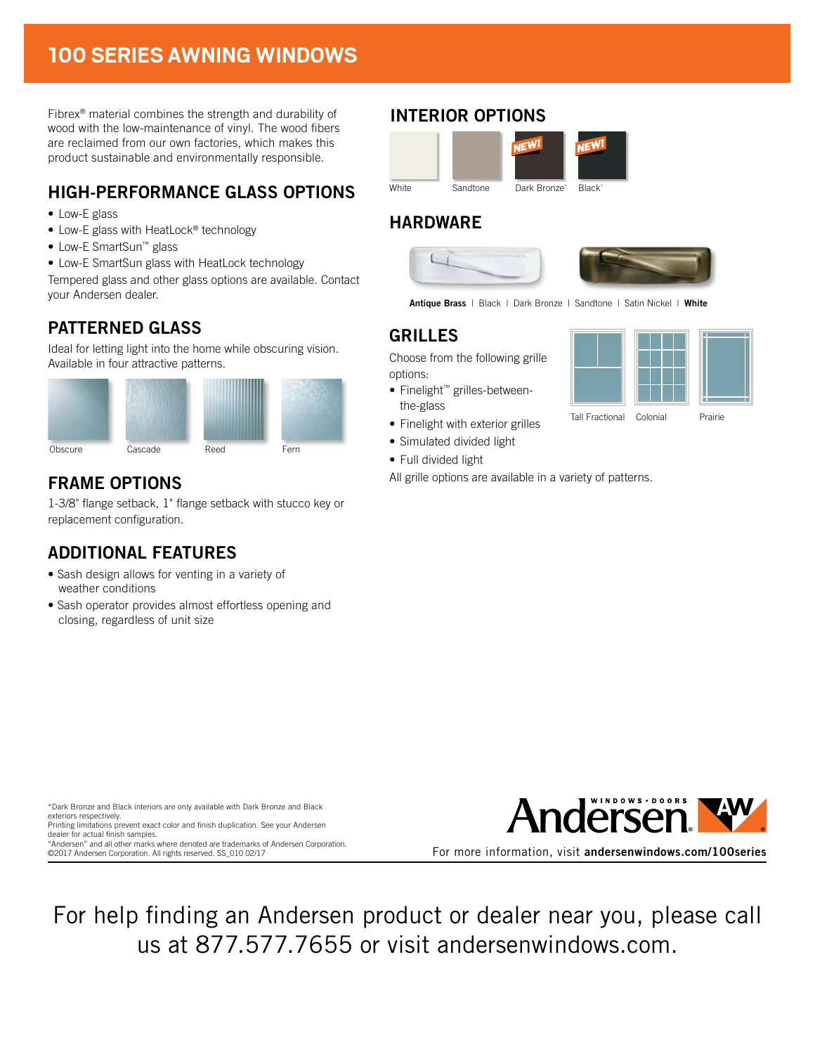# 100 SERIES AWNING WINDOWS

Fibrex® material combines the strength and durability of wood with the low-maintenance of vinyl. The wood fibers are reclaimed from our own factories, which makes this product sustainable and environmentally responsible.

## HIGH-PERFORMANCE GLASS OPTIONS

- Low-E glass
- Low-E glass with HeatLock® technology
- Low-E SmartSun™ glass
- Low-E SmartSun glass with HeatLock technology

Tempered glass and other glass options are available. Contact your Andersen dealer.

## PATTERNED GLASS

Ideal for letting light into the home while obscuring vision. Available in four attractive patterns.

Obscure | Cascade | Reed | Fern

## FRAME OPTIONS

1-3/8" flange setback, 1" flange setback with stucco key or replacement configuration.

## ADDITIONAL FEATURES

- Sash design allows for venting in a variety of weather conditions
- Sash operator provides almost effortless opening and closing, regardless of unit size

## INTERIOR OPTIONS

White | Sandtone | NEW! Dark Bronze* | NEW! Black*

## HARDWARE

**Antique Brass** | Black | Dark Bronze | Sandtone | Satin Nickel | **White**

## GRILLES

Choose from the following grille options:

- Finelight™ grilles-between-the-glass
- Finelight with exterior grilles
- Simulated divided light
- Full divided light

All grille options are available in a variety of patterns.

Tall Fractional | Colonial | Prairie

*Dark Bronze and Black interiors are only available with Dark Bronze and Black exteriors respectively.
Printing limitations prevent exact color and finish duplication. See your Andersen dealer for actual finish samples.
"Andersen" and all other marks where denoted are trademarks of Andersen Corporation.
©2017 Andersen Corporation. All rights reserved. SS_010 02/17

Andersen® WINDOWS • DOORS

For more information, visit **andersenwindows.com/100series**

For help finding an Andersen product or dealer near you, please call us at 877.577.7655 or visit andersenwindows.com.